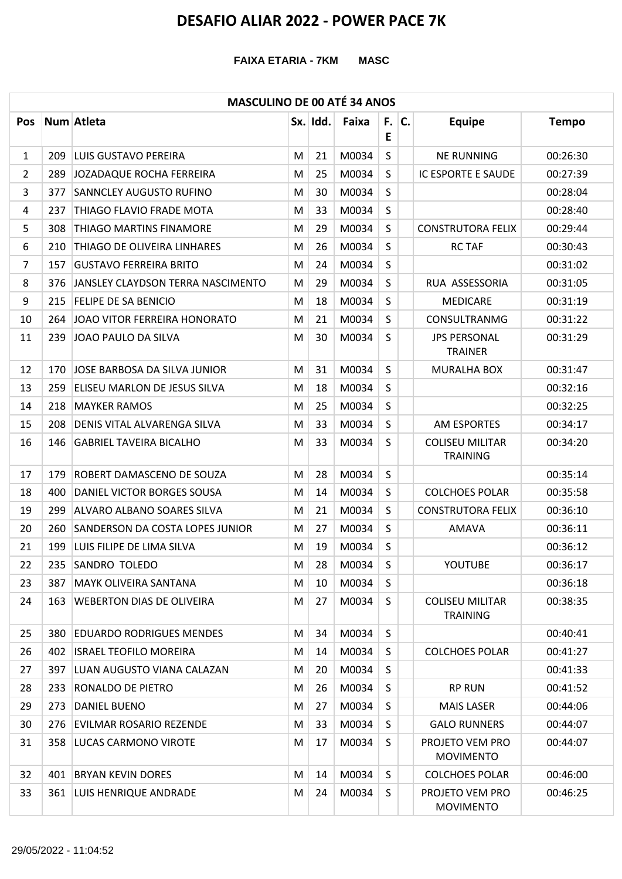# DESAFIO ALIAR 2022 - POWER PACE 7K

**FAIXA ETARIA - 7KM MASC**

| MASCULINO DE 00 ATÉ 34 ANOS | | | | | | | | | |
|---|---|---|---|---|---|---|---|---|---|
| Pos | Num | Atleta | Sx. | Idd. | Faixa | F. E | C. | Equipe | Tempo |
| 1 | 209 | LUIS GUSTAVO PEREIRA | M | 21 | M0034 | S | | NE RUNNING | 00:26:30 |
| 2 | 289 | JOZADAQUE ROCHA FERREIRA | M | 25 | M0034 | S | | IC ESPORTE E SAUDE | 00:27:39 |
| 3 | 377 | SANNCLEY AUGUSTO RUFINO | M | 30 | M0034 | S | | | 00:28:04 |
| 4 | 237 | THIAGO FLAVIO FRADE MOTA | M | 33 | M0034 | S | | | 00:28:40 |
| 5 | 308 | THIAGO MARTINS FINAMORE | M | 29 | M0034 | S | | CONSTRUTORA FELIX | 00:29:44 |
| 6 | 210 | THIAGO DE OLIVEIRA LINHARES | M | 26 | M0034 | S | | RC TAF | 00:30:43 |
| 7 | 157 | GUSTAVO FERREIRA BRITO | M | 24 | M0034 | S | | | 00:31:02 |
| 8 | 376 | JANSLEY CLAYDSON TERRA NASCIMENTO | M | 29 | M0034 | S | | RUA ASSESSORIA | 00:31:05 |
| 9 | 215 | FELIPE DE SA BENICIO | M | 18 | M0034 | S | | MEDICARE | 00:31:19 |
| 10 | 264 | JOAO VITOR FERREIRA HONORATO | M | 21 | M0034 | S | | CONSULTRANMG | 00:31:22 |
| 11 | 239 | JOAO PAULO DA SILVA | M | 30 | M0034 | S | | JPS PERSONAL TRAINER | 00:31:29 |
| 12 | 170 | JOSE BARBOSA DA SILVA JUNIOR | M | 31 | M0034 | S | | MURALHA BOX | 00:31:47 |
| 13 | 259 | ELISEU MARLON DE JESUS SILVA | M | 18 | M0034 | S | | | 00:32:16 |
| 14 | 218 | MAYKER RAMOS | M | 25 | M0034 | S | | | 00:32:25 |
| 15 | 208 | DENIS VITAL ALVARENGA SILVA | M | 33 | M0034 | S | | AM ESPORTES | 00:34:17 |
| 16 | 146 | GABRIEL TAVEIRA BICALHO | M | 33 | M0034 | S | | COLISEU MILITAR TRAINING | 00:34:20 |
| 17 | 179 | ROBERT DAMASCENO DE SOUZA | M | 28 | M0034 | S | | | 00:35:14 |
| 18 | 400 | DANIEL VICTOR BORGES SOUSA | M | 14 | M0034 | S | | COLCHOES POLAR | 00:35:58 |
| 19 | 299 | ALVARO ALBANO SOARES SILVA | M | 21 | M0034 | S | | CONSTRUTORA FELIX | 00:36:10 |
| 20 | 260 | SANDERSON DA COSTA LOPES JUNIOR | M | 27 | M0034 | S | | AMAVA | 00:36:11 |
| 21 | 199 | LUIS FILIPE DE LIMA SILVA | M | 19 | M0034 | S | | | 00:36:12 |
| 22 | 235 | SANDRO TOLEDO | M | 28 | M0034 | S | | YOUTUBE | 00:36:17 |
| 23 | 387 | MAYK OLIVEIRA SANTANA | M | 10 | M0034 | S | | | 00:36:18 |
| 24 | 163 | WEBERTON DIAS DE OLIVEIRA | M | 27 | M0034 | S | | COLISEU MILITAR TRAINING | 00:38:35 |
| 25 | 380 | EDUARDO RODRIGUES MENDES | M | 34 | M0034 | S | | | 00:40:41 |
| 26 | 402 | ISRAEL TEOFILO MOREIRA | M | 14 | M0034 | S | | COLCHOES POLAR | 00:41:27 |
| 27 | 397 | LUAN AUGUSTO VIANA CALAZAN | M | 20 | M0034 | S | | | 00:41:33 |
| 28 | 233 | RONALDO DE PIETRO | M | 26 | M0034 | S | | RP RUN | 00:41:52 |
| 29 | 273 | DANIEL BUENO | M | 27 | M0034 | S | | MAIS LASER | 00:44:06 |
| 30 | 276 | EVILMAR ROSARIO REZENDE | M | 33 | M0034 | S | | GALO RUNNERS | 00:44:07 |
| 31 | 358 | LUCAS CARMONO VIROTE | M | 17 | M0034 | S | | PROJETO VEM PRO MOVIMENTO | 00:44:07 |
| 32 | 401 | BRYAN KEVIN DORES | M | 14 | M0034 | S | | COLCHOES POLAR | 00:46:00 |
| 33 | 361 | LUIS HENRIQUE ANDRADE | M | 24 | M0034 | S | | PROJETO VEM PRO MOVIMENTO | 00:46:25 |

29/05/2022 - 11:04:52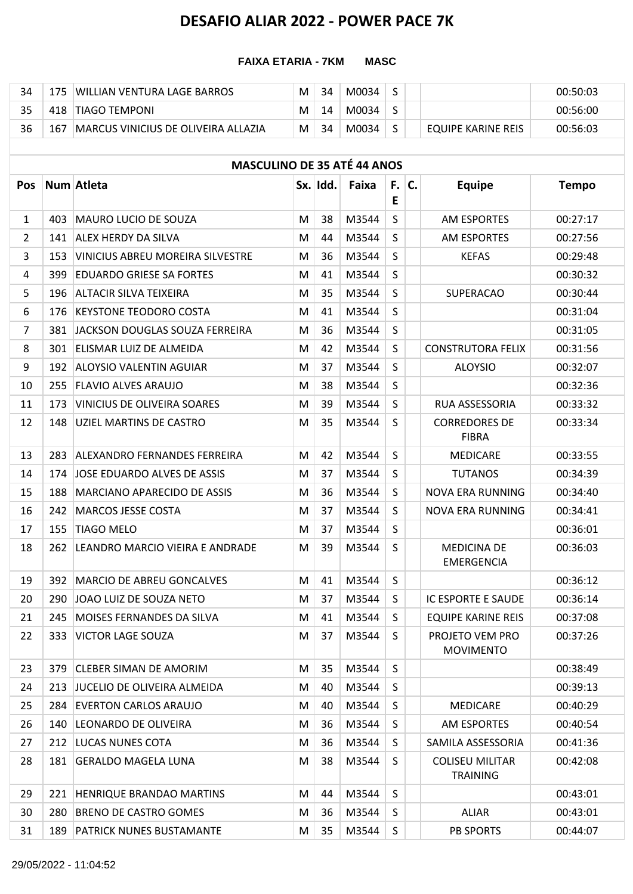# DESAFIO ALIAR 2022 - POWER PACE 7K

**FAIXA ETARIA - 7KM MASC**

| | | | | | | | | | |
|---|---|---|---|---|---|---|---|---|---|
| 34 | 175 | WILLIAN VENTURA LAGE BARROS | M | 34 | M0034 | S | | | 00:50:03 |
| 35 | 418 | TIAGO TEMPONI | M | 14 | M0034 | S | | | 00:56:00 |
| 36 | 167 | MARCUS VINICIUS DE OLIVEIRA ALLAZIA | M | 34 | M0034 | S | | EQUIPE KARINE REIS | 00:56:03 |

## MASCULINO DE 35 ATÉ 44 ANOS

| Pos | Num | Atleta | Sx. | Idd. | Faixa | F. E | C. | Equipe | Tempo |
|---|---|---|---|---|---|---|---|---|---|
| 1 | 403 | MAURO LUCIO DE SOUZA | M | 38 | M3544 | S | | AM ESPORTES | 00:27:17 |
| 2 | 141 | ALEX HERDY DA SILVA | M | 44 | M3544 | S | | AM ESPORTES | 00:27:56 |
| 3 | 153 | VINICIUS ABREU MOREIRA SILVESTRE | M | 36 | M3544 | S | | KEFAS | 00:29:48 |
| 4 | 399 | EDUARDO GRIESE SA FORTES | M | 41 | M3544 | S | | | 00:30:32 |
| 5 | 196 | ALTACIR SILVA TEIXEIRA | M | 35 | M3544 | S | | SUPERACAO | 00:30:44 |
| 6 | 176 | KEYSTONE TEODORO COSTA | M | 41 | M3544 | S | | | 00:31:04 |
| 7 | 381 | JACKSON DOUGLAS SOUZA FERREIRA | M | 36 | M3544 | S | | | 00:31:05 |
| 8 | 301 | ELISMAR LUIZ DE ALMEIDA | M | 42 | M3544 | S | | CONSTRUTORA FELIX | 00:31:56 |
| 9 | 192 | ALOYSIO VALENTIN AGUIAR | M | 37 | M3544 | S | | ALOYSIO | 00:32:07 |
| 10 | 255 | FLAVIO ALVES ARAUJO | M | 38 | M3544 | S | | | 00:32:36 |
| 11 | 173 | VINICIUS DE OLIVEIRA SOARES | M | 39 | M3544 | S | | RUA ASSESSORIA | 00:33:32 |
| 12 | 148 | UZIEL MARTINS DE CASTRO | M | 35 | M3544 | S | | CORREDORES DE FIBRA | 00:33:34 |
| 13 | 283 | ALEXANDRO FERNANDES FERREIRA | M | 42 | M3544 | S | | MEDICARE | 00:33:55 |
| 14 | 174 | JOSE EDUARDO ALVES DE ASSIS | M | 37 | M3544 | S | | TUTANOS | 00:34:39 |
| 15 | 188 | MARCIANO APARECIDO DE ASSIS | M | 36 | M3544 | S | | NOVA ERA RUNNING | 00:34:40 |
| 16 | 242 | MARCOS JESSE COSTA | M | 37 | M3544 | S | | NOVA ERA RUNNING | 00:34:41 |
| 17 | 155 | TIAGO MELO | M | 37 | M3544 | S | | | 00:36:01 |
| 18 | 262 | LEANDRO MARCIO VIEIRA E ANDRADE | M | 39 | M3544 | S | | MEDICINA DE EMERGENCIA | 00:36:03 |
| 19 | 392 | MARCIO DE ABREU GONCALVES | M | 41 | M3544 | S | | | 00:36:12 |
| 20 | 290 | JOAO LUIZ DE SOUZA NETO | M | 37 | M3544 | S | | IC ESPORTE E SAUDE | 00:36:14 |
| 21 | 245 | MOISES FERNANDES DA SILVA | M | 41 | M3544 | S | | EQUIPE KARINE REIS | 00:37:08 |
| 22 | 333 | VICTOR LAGE SOUZA | M | 37 | M3544 | S | | PROJETO VEM PRO MOVIMENTO | 00:37:26 |
| 23 | 379 | CLEBER SIMAN DE AMORIM | M | 35 | M3544 | S | | | 00:38:49 |
| 24 | 213 | JUCELIO DE OLIVEIRA ALMEIDA | M | 40 | M3544 | S | | | 00:39:13 |
| 25 | 284 | EVERTON CARLOS ARAUJO | M | 40 | M3544 | S | | MEDICARE | 00:40:29 |
| 26 | 140 | LEONARDO DE OLIVEIRA | M | 36 | M3544 | S | | AM ESPORTES | 00:40:54 |
| 27 | 212 | LUCAS NUNES COTA | M | 36 | M3544 | S | | SAMILA ASSESSORIA | 00:41:36 |
| 28 | 181 | GERALDO MAGELA LUNA | M | 38 | M3544 | S | | COLISEU MILITAR TRAINING | 00:42:08 |
| 29 | 221 | HENRIQUE BRANDAO MARTINS | M | 44 | M3544 | S | | | 00:43:01 |
| 30 | 280 | BRENO DE CASTRO GOMES | M | 36 | M3544 | S | | ALIAR | 00:43:01 |
| 31 | 189 | PATRICK NUNES BUSTAMANTE | M | 35 | M3544 | S | | PB SPORTS | 00:44:07 |

29/05/2022 - 11:04:52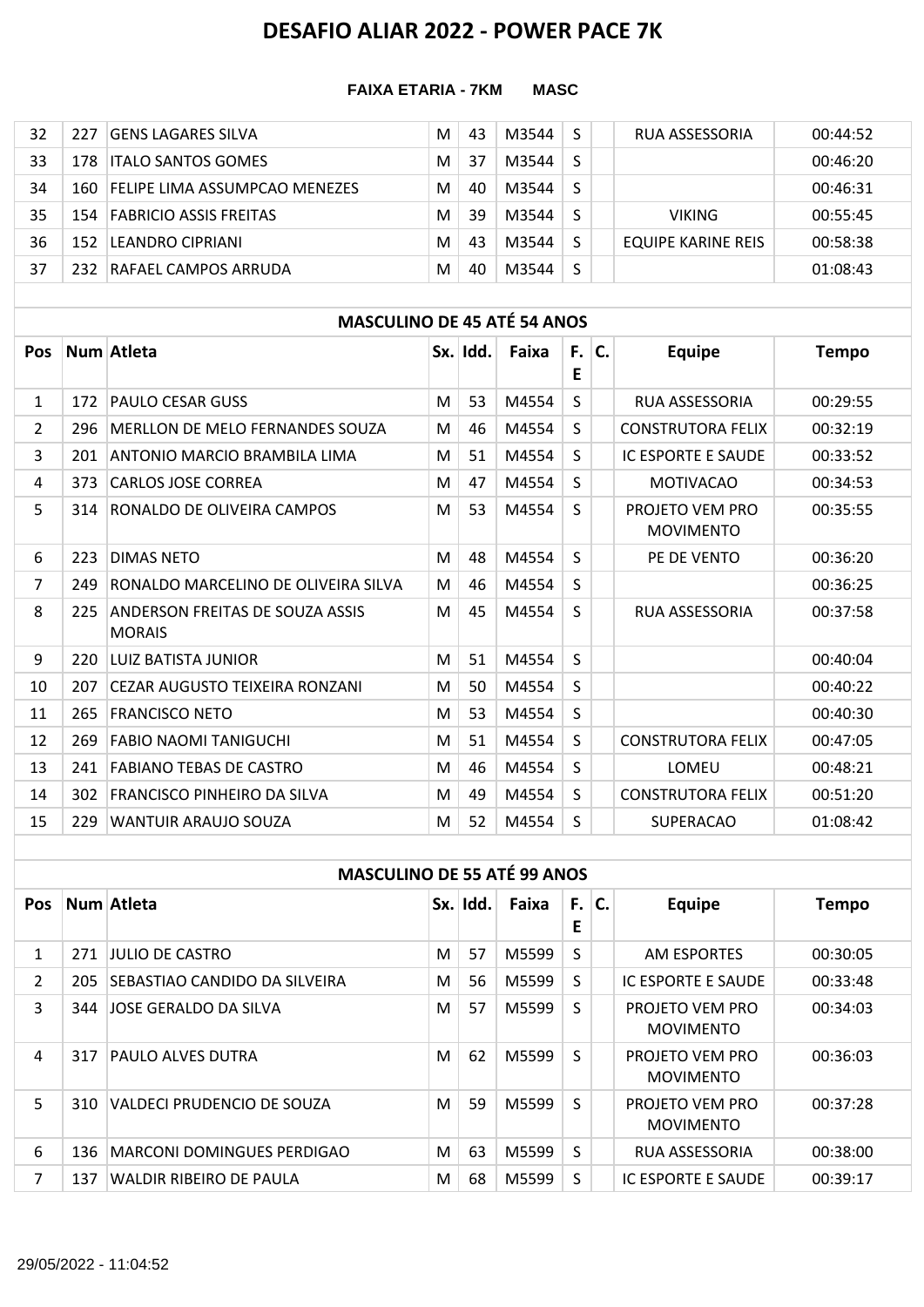# DESAFIO ALIAR 2022 - POWER PACE 7K

**FAIXA ETARIA - 7KM MASC**

| Pos | Num | Atleta | Sx. | Idd. | Faixa | F. E | C. | Equipe | Tempo |
|---|---|---|---|---|---|---|---|---|---|
| 32 | 227 | GENS LAGARES SILVA | M | 43 | M3544 | S | | RUA ASSESSORIA | 00:44:52 |
| 33 | 178 | ITALO SANTOS GOMES | M | 37 | M3544 | S | | | 00:46:20 |
| 34 | 160 | FELIPE LIMA ASSUMPCAO MENEZES | M | 40 | M3544 | S | | | 00:46:31 |
| 35 | 154 | FABRICIO ASSIS FREITAS | M | 39 | M3544 | S | | VIKING | 00:55:45 |
| 36 | 152 | LEANDRO CIPRIANI | M | 43 | M3544 | S | | EQUIPE KARINE REIS | 00:58:38 |
| 37 | 232 | RAFAEL CAMPOS ARRUDA | M | 40 | M3544 | S | | | 01:08:43 |

## MASCULINO DE 45 ATÉ 54 ANOS

| Pos | Num | Atleta | Sx. | Idd. | Faixa | F. E | C. | Equipe | Tempo |
|---|---|---|---|---|---|---|---|---|---|
| 1 | 172 | PAULO CESAR GUSS | M | 53 | M4554 | S | | RUA ASSESSORIA | 00:29:55 |
| 2 | 296 | MERLLON DE MELO FERNANDES SOUZA | M | 46 | M4554 | S | | CONSTRUTORA FELIX | 00:32:19 |
| 3 | 201 | ANTONIO MARCIO BRAMBILA LIMA | M | 51 | M4554 | S | | IC ESPORTE E SAUDE | 00:33:52 |
| 4 | 373 | CARLOS JOSE CORREA | M | 47 | M4554 | S | | MOTIVACAO | 00:34:53 |
| 5 | 314 | RONALDO DE OLIVEIRA CAMPOS | M | 53 | M4554 | S | | PROJETO VEM PRO MOVIMENTO | 00:35:55 |
| 6 | 223 | DIMAS NETO | M | 48 | M4554 | S | | PE DE VENTO | 00:36:20 |
| 7 | 249 | RONALDO MARCELINO DE OLIVEIRA SILVA | M | 46 | M4554 | S | | | 00:36:25 |
| 8 | 225 | ANDERSON FREITAS DE SOUZA ASSIS MORAIS | M | 45 | M4554 | S | | RUA ASSESSORIA | 00:37:58 |
| 9 | 220 | LUIZ BATISTA JUNIOR | M | 51 | M4554 | S | | | 00:40:04 |
| 10 | 207 | CEZAR AUGUSTO TEIXEIRA RONZANI | M | 50 | M4554 | S | | | 00:40:22 |
| 11 | 265 | FRANCISCO NETO | M | 53 | M4554 | S | | | 00:40:30 |
| 12 | 269 | FABIO NAOMI TANIGUCHI | M | 51 | M4554 | S | | CONSTRUTORA FELIX | 00:47:05 |
| 13 | 241 | FABIANO TEBAS DE CASTRO | M | 46 | M4554 | S | | LOMEU | 00:48:21 |
| 14 | 302 | FRANCISCO PINHEIRO DA SILVA | M | 49 | M4554 | S | | CONSTRUTORA FELIX | 00:51:20 |
| 15 | 229 | WANTUIR ARAUJO SOUZA | M | 52 | M4554 | S | | SUPERACAO | 01:08:42 |

## MASCULINO DE 55 ATÉ 99 ANOS

| Pos | Num | Atleta | Sx. | Idd. | Faixa | F. E | C. | Equipe | Tempo |
|---|---|---|---|---|---|---|---|---|---|
| 1 | 271 | JULIO DE CASTRO | M | 57 | M5599 | S | | AM ESPORTES | 00:30:05 |
| 2 | 205 | SEBASTIAO CANDIDO DA SILVEIRA | M | 56 | M5599 | S | | IC ESPORTE E SAUDE | 00:33:48 |
| 3 | 344 | JOSE GERALDO DA SILVA | M | 57 | M5599 | S | | PROJETO VEM PRO MOVIMENTO | 00:34:03 |
| 4 | 317 | PAULO ALVES DUTRA | M | 62 | M5599 | S | | PROJETO VEM PRO MOVIMENTO | 00:36:03 |
| 5 | 310 | VALDECI PRUDENCIO DE SOUZA | M | 59 | M5599 | S | | PROJETO VEM PRO MOVIMENTO | 00:37:28 |
| 6 | 136 | MARCONI DOMINGUES PERDIGAO | M | 63 | M5599 | S | | RUA ASSESSORIA | 00:38:00 |
| 7 | 137 | WALDIR RIBEIRO DE PAULA | M | 68 | M5599 | S | | IC ESPORTE E SAUDE | 00:39:17 |

29/05/2022 - 11:04:52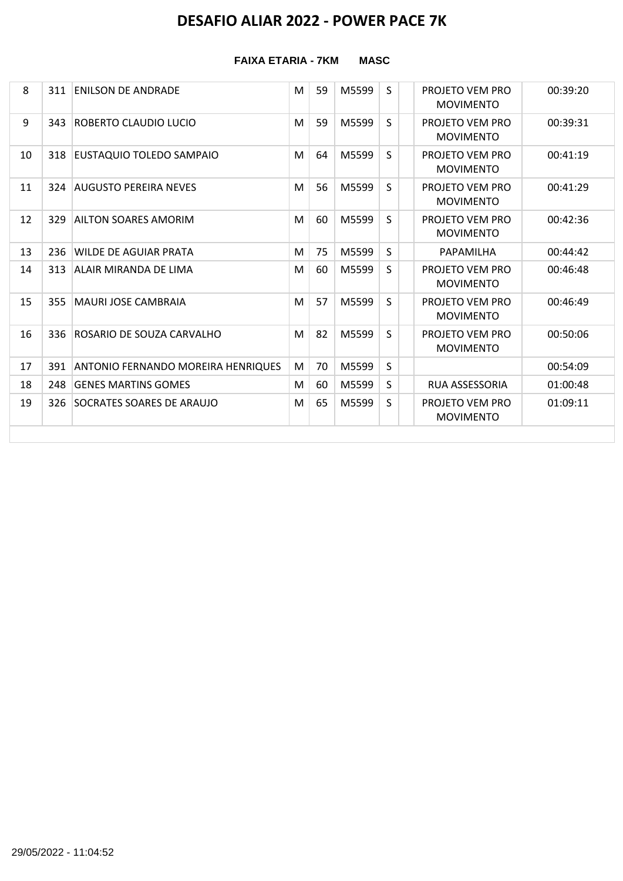# DESAFIO ALIAR 2022 - POWER PACE 7K

**FAIXA ETARIA - 7KM MASC**

| | | | | | | | | | |
|---|---|---|---|---|---|---|---|---|---|
| 8 | 311 | ENILSON DE ANDRADE | M | 59 | M5599 | S | | PROJETO VEM PRO MOVIMENTO | 00:39:20 |
| 9 | 343 | ROBERTO CLAUDIO LUCIO | M | 59 | M5599 | S | | PROJETO VEM PRO MOVIMENTO | 00:39:31 |
| 10 | 318 | EUSTAQUIO TOLEDO SAMPAIO | M | 64 | M5599 | S | | PROJETO VEM PRO MOVIMENTO | 00:41:19 |
| 11 | 324 | AUGUSTO PEREIRA NEVES | M | 56 | M5599 | S | | PROJETO VEM PRO MOVIMENTO | 00:41:29 |
| 12 | 329 | AILTON SOARES AMORIM | M | 60 | M5599 | S | | PROJETO VEM PRO MOVIMENTO | 00:42:36 |
| 13 | 236 | WILDE DE AGUIAR PRATA | M | 75 | M5599 | S | | PAPAMILHA | 00:44:42 |
| 14 | 313 | ALAIR MIRANDA DE LIMA | M | 60 | M5599 | S | | PROJETO VEM PRO MOVIMENTO | 00:46:48 |
| 15 | 355 | MAURI JOSE CAMBRAIA | M | 57 | M5599 | S | | PROJETO VEM PRO MOVIMENTO | 00:46:49 |
| 16 | 336 | ROSARIO DE SOUZA CARVALHO | M | 82 | M5599 | S | | PROJETO VEM PRO MOVIMENTO | 00:50:06 |
| 17 | 391 | ANTONIO FERNANDO MOREIRA HENRIQUES | M | 70 | M5599 | S | | | 00:54:09 |
| 18 | 248 | GENES MARTINS GOMES | M | 60 | M5599 | S | | RUA ASSESSORIA | 01:00:48 |
| 19 | 326 | SOCRATES SOARES DE ARAUJO | M | 65 | M5599 | S | | PROJETO VEM PRO MOVIMENTO | 01:09:11 |

29/05/2022 - 11:04:52